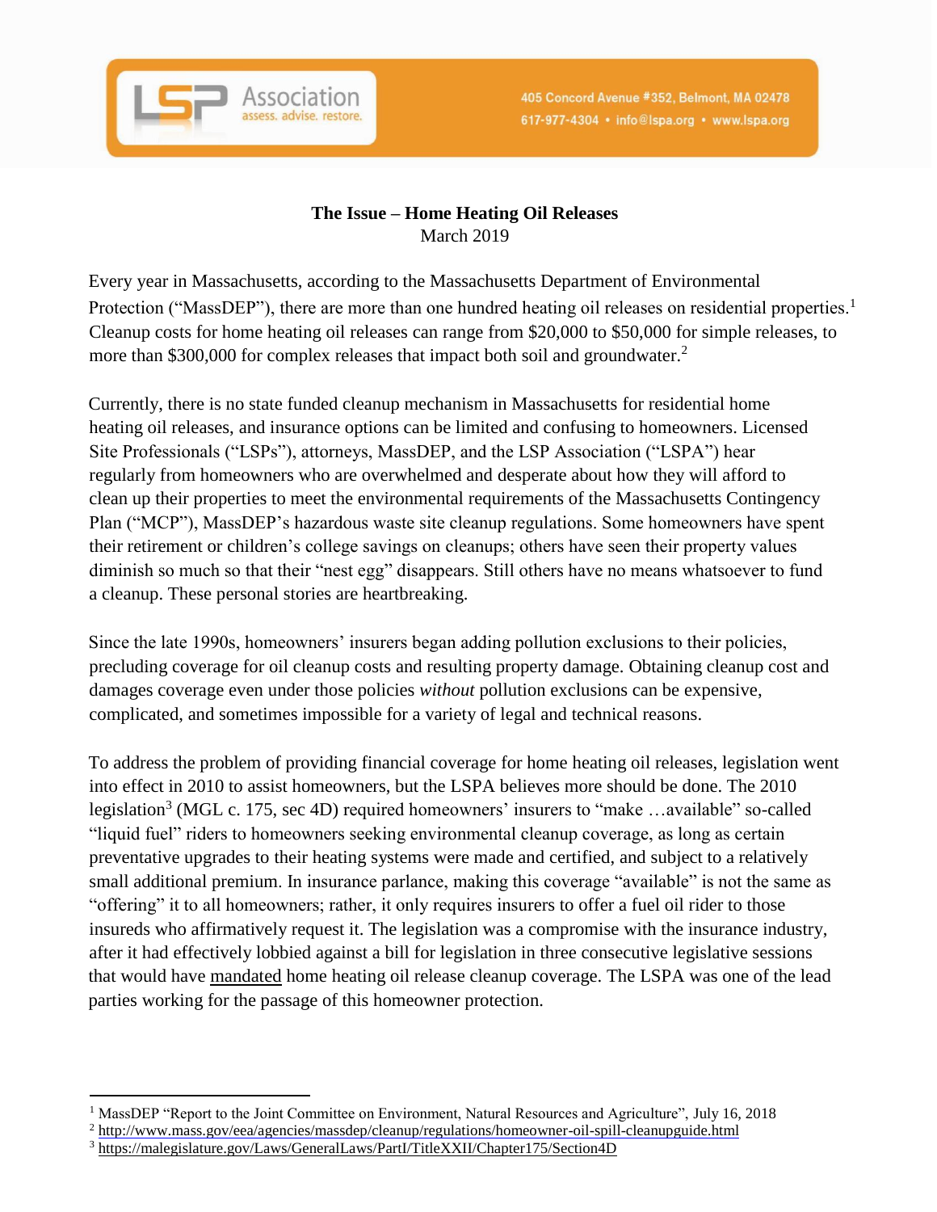LSP Association
assess. advise. restore.

405 Concord Avenue #352, Belmont, MA 02478
617-977-4304 • info@lspa.org • www.lspa.org

**The Issue – Home Heating Oil Releases**
March 2019

Every year in Massachusetts, according to the Massachusetts Department of Environmental Protection ("MassDEP"), there are more than one hundred heating oil releases on residential properties.[1] Cleanup costs for home heating oil releases can range from $20,000 to $50,000 for simple releases, to more than $300,000 for complex releases that impact both soil and groundwater.[2]

Currently, there is no state funded cleanup mechanism in Massachusetts for residential home heating oil releases, and insurance options can be limited and confusing to homeowners. Licensed Site Professionals ("LSPs"), attorneys, MassDEP, and the LSP Association ("LSPA") hear regularly from homeowners who are overwhelmed and desperate about how they will afford to clean up their properties to meet the environmental requirements of the Massachusetts Contingency Plan ("MCP"), MassDEP's hazardous waste site cleanup regulations. Some homeowners have spent their retirement or children's college savings on cleanups; others have seen their property values diminish so much so that their "nest egg" disappears. Still others have no means whatsoever to fund a cleanup. These personal stories are heartbreaking.

Since the late 1990s, homeowners' insurers began adding pollution exclusions to their policies, precluding coverage for oil cleanup costs and resulting property damage. Obtaining cleanup cost and damages coverage even under those policies *without* pollution exclusions can be expensive, complicated, and sometimes impossible for a variety of legal and technical reasons.

To address the problem of providing financial coverage for home heating oil releases, legislation went into effect in 2010 to assist homeowners, but the LSPA believes more should be done. The 2010 legislation[3] (MGL c. 175, sec 4D) required homeowners' insurers to "make …available" so-called "liquid fuel" riders to homeowners seeking environmental cleanup coverage, as long as certain preventative upgrades to their heating systems were made and certified, and subject to a relatively small additional premium. In insurance parlance, making this coverage "available" is not the same as "offering" it to all homeowners; rather, it only requires insurers to offer a fuel oil rider to those insureds who affirmatively request it. The legislation was a compromise with the insurance industry, after it had effectively lobbied against a bill for legislation in three consecutive legislative sessions that would have mandated home heating oil release cleanup coverage. The LSPA was one of the lead parties working for the passage of this homeowner protection.

---

[1] MassDEP "Report to the Joint Committee on Environment, Natural Resources and Agriculture", July 16, 2018

[2] http://www.mass.gov/eea/agencies/massdep/cleanup/regulations/homeowner-oil-spill-cleanupguide.html

[3] https://malegislature.gov/Laws/GeneralLaws/PartI/TitleXXII/Chapter175/Section4D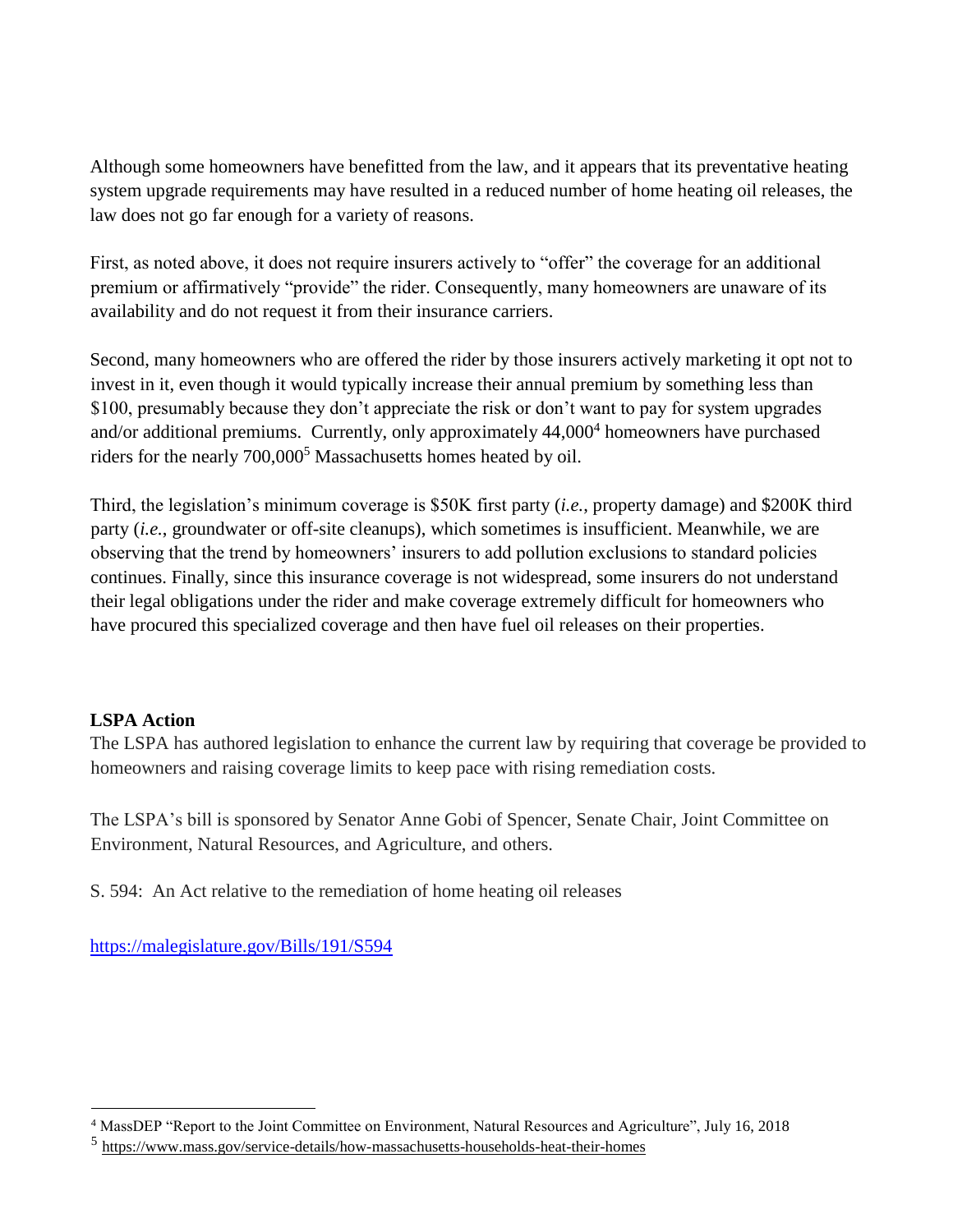Although some homeowners have benefitted from the law, and it appears that its preventative heating system upgrade requirements may have resulted in a reduced number of home heating oil releases, the law does not go far enough for a variety of reasons.

First, as noted above, it does not require insurers actively to "offer" the coverage for an additional premium or affirmatively "provide" the rider. Consequently, many homeowners are unaware of its availability and do not request it from their insurance carriers.

Second, many homeowners who are offered the rider by those insurers actively marketing it opt not to invest in it, even though it would typically increase their annual premium by something less than $100, presumably because they don't appreciate the risk or don't want to pay for system upgrades and/or additional premiums. Currently, only approximately 44,000[4] homeowners have purchased riders for the nearly 700,000[5] Massachusetts homes heated by oil.

Third, the legislation's minimum coverage is $50K first party (*i.e.*, property damage) and $200K third party (*i.e.*, groundwater or off-site cleanups), which sometimes is insufficient. Meanwhile, we are observing that the trend by homeowners' insurers to add pollution exclusions to standard policies continues. Finally, since this insurance coverage is not widespread, some insurers do not understand their legal obligations under the rider and make coverage extremely difficult for homeowners who have procured this specialized coverage and then have fuel oil releases on their properties.

**LSPA Action**

The LSPA has authored legislation to enhance the current law by requiring that coverage be provided to homeowners and raising coverage limits to keep pace with rising remediation costs.

The LSPA's bill is sponsored by Senator Anne Gobi of Spencer, Senate Chair, Joint Committee on Environment, Natural Resources, and Agriculture, and others.

S. 594: An Act relative to the remediation of home heating oil releases

https://malegislature.gov/Bills/191/S594

---

[4] MassDEP "Report to the Joint Committee on Environment, Natural Resources and Agriculture", July 16, 2018

[5] https://www.mass.gov/service-details/how-massachusetts-households-heat-their-homes